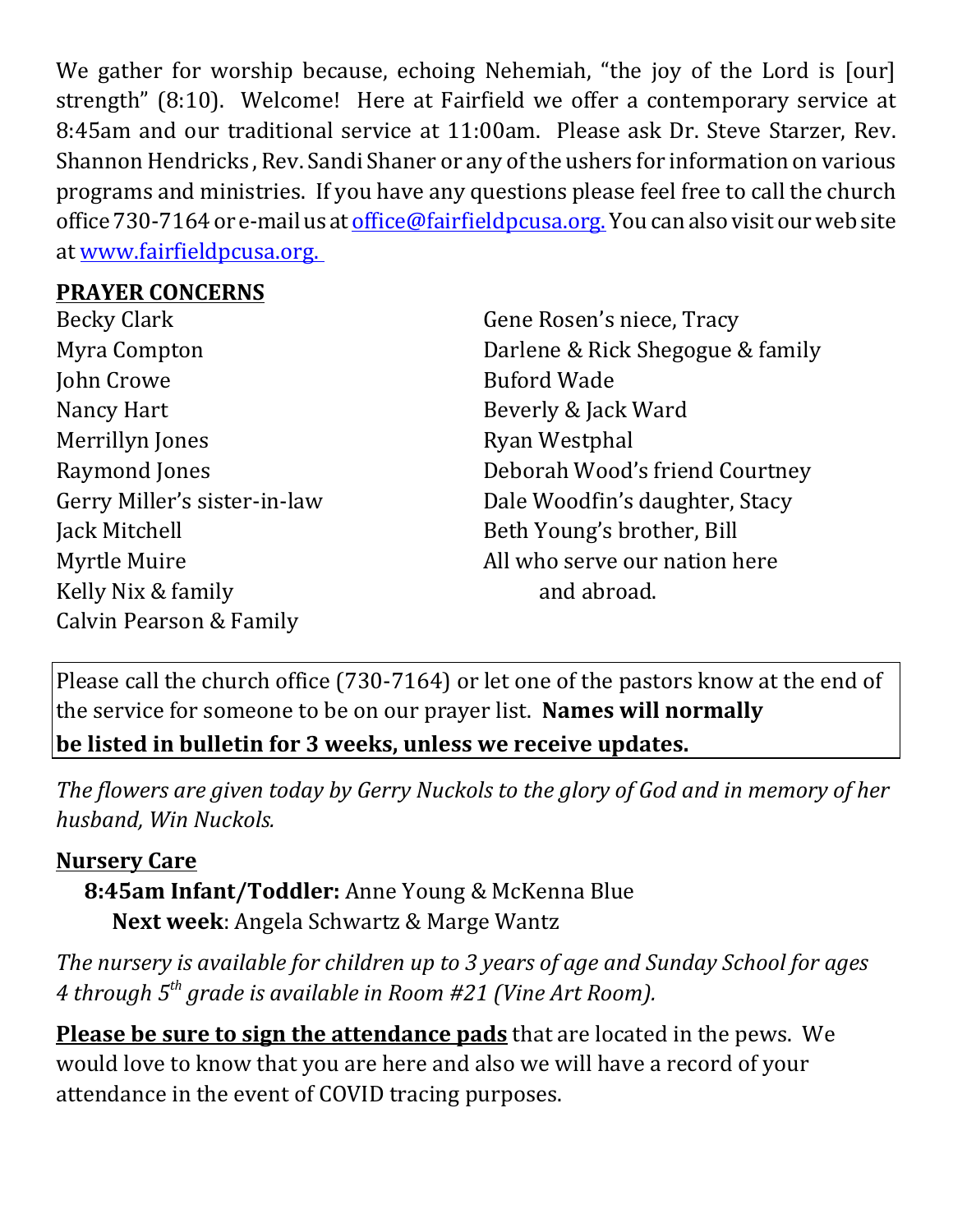We gather for worship because, echoing Nehemiah, "the joy of the Lord is [our] strength" (8:10). Welcome! Here at Fairfield we offer a contemporary service at 8:45am and our traditional service at 11:00am. Please ask Dr. Steve Starzer, Rev. Shannon Hendricks , Rev. Sandi Shaner or any of the ushers for information on various programs and ministries. If you have any questions please feel free to call the church office 730-7164 or e-mail us at office@fairfieldpcusa.org. You can also visit our web site at www.fairfieldpcusa.org.

**PRAYER CONCERNS**

Becky Clark
Myra Compton
John Crowe
Nancy Hart
Merrillyn Jones
Raymond Jones
Gerry Miller's sister-in-law
Jack Mitchell
Myrtle Muire
Kelly Nix & family
Calvin Pearson & Family
Gene Rosen's niece, Tracy
Darlene & Rick Shegogue & family
Buford Wade
Beverly & Jack Ward
Ryan Westphal
Deborah Wood's friend Courtney
Dale Woodfin's daughter, Stacy
Beth Young's brother, Bill
All who serve our nation here and abroad.

Please call the church office (730-7164) or let one of the pastors know at the end of the service for someone to be on our prayer list. **Names will normally be listed in bulletin for 3 weeks, unless we receive updates.**

*The flowers are given today by Gerry Nuckols to the glory of God and in memory of her husband, Win Nuckols.*

**Nursery Care**

**8:45am Infant/Toddler:** Anne Young & McKenna Blue
**Next week**: Angela Schwartz & Marge Wantz

*The nursery is available for children up to 3 years of age and Sunday School for ages 4 through 5th grade is available in Room #21 (Vine Art Room).*

**Please be sure to sign the attendance pads** that are located in the pews. We would love to know that you are here and also we will have a record of your attendance in the event of COVID tracing purposes.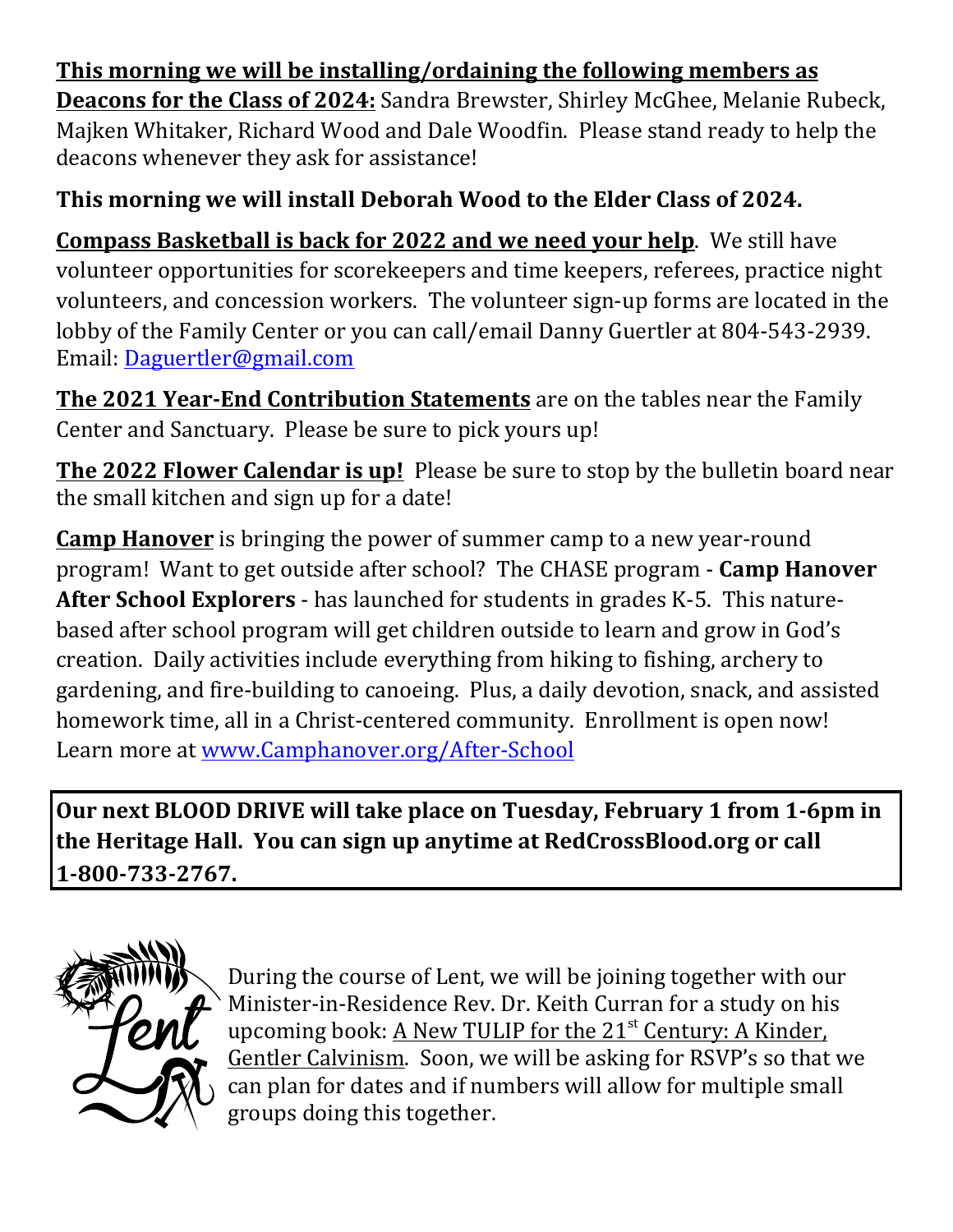**<u>This morning we will be installing/ordaining the following members as Deacons for the Class of 2024:</u>** Sandra Brewster, Shirley McGhee, Melanie Rubeck, Majken Whitaker, Richard Wood and Dale Woodfin. Please stand ready to help the deacons whenever they ask for assistance!

**This morning we will install Deborah Wood to the Elder Class of 2024.**

**<u>Compass Basketball is back for 2022 and we need your help</u>**. We still have volunteer opportunities for scorekeepers and time keepers, referees, practice night volunteers, and concession workers. The volunteer sign-up forms are located in the lobby of the Family Center or you can call/email Danny Guertler at 804-543-2939. Email: Daguertler@gmail.com

**<u>The 2021 Year-End Contribution Statements</u>** are on the tables near the Family Center and Sanctuary. Please be sure to pick yours up!

**<u>The 2022 Flower Calendar is up!</u>** Please be sure to stop by the bulletin board near the small kitchen and sign up for a date!

**<u>Camp Hanover</u>** is bringing the power of summer camp to a new year-round program! Want to get outside after school? The CHASE program - **Camp Hanover After School Explorers** - has launched for students in grades K-5. This nature-based after school program will get children outside to learn and grow in God's creation. Daily activities include everything from hiking to fishing, archery to gardening, and fire-building to canoeing. Plus, a daily devotion, snack, and assisted homework time, all in a Christ-centered community. Enrollment is open now! Learn more at www.Camphanover.org/After-School

**Our next BLOOD DRIVE will take place on Tuesday, February 1 from 1-6pm in the Heritage Hall. You can sign up anytime at RedCrossBlood.org or call 1-800-733-2767.**

Lent

During the course of Lent, we will be joining together with our Minister-in-Residence Rev. Dr. Keith Curran for a study on his upcoming book: <u>A New TULIP for the 21st Century: A Kinder, Gentler Calvinism</u>. Soon, we will be asking for RSVP's so that we can plan for dates and if numbers will allow for multiple small groups doing this together.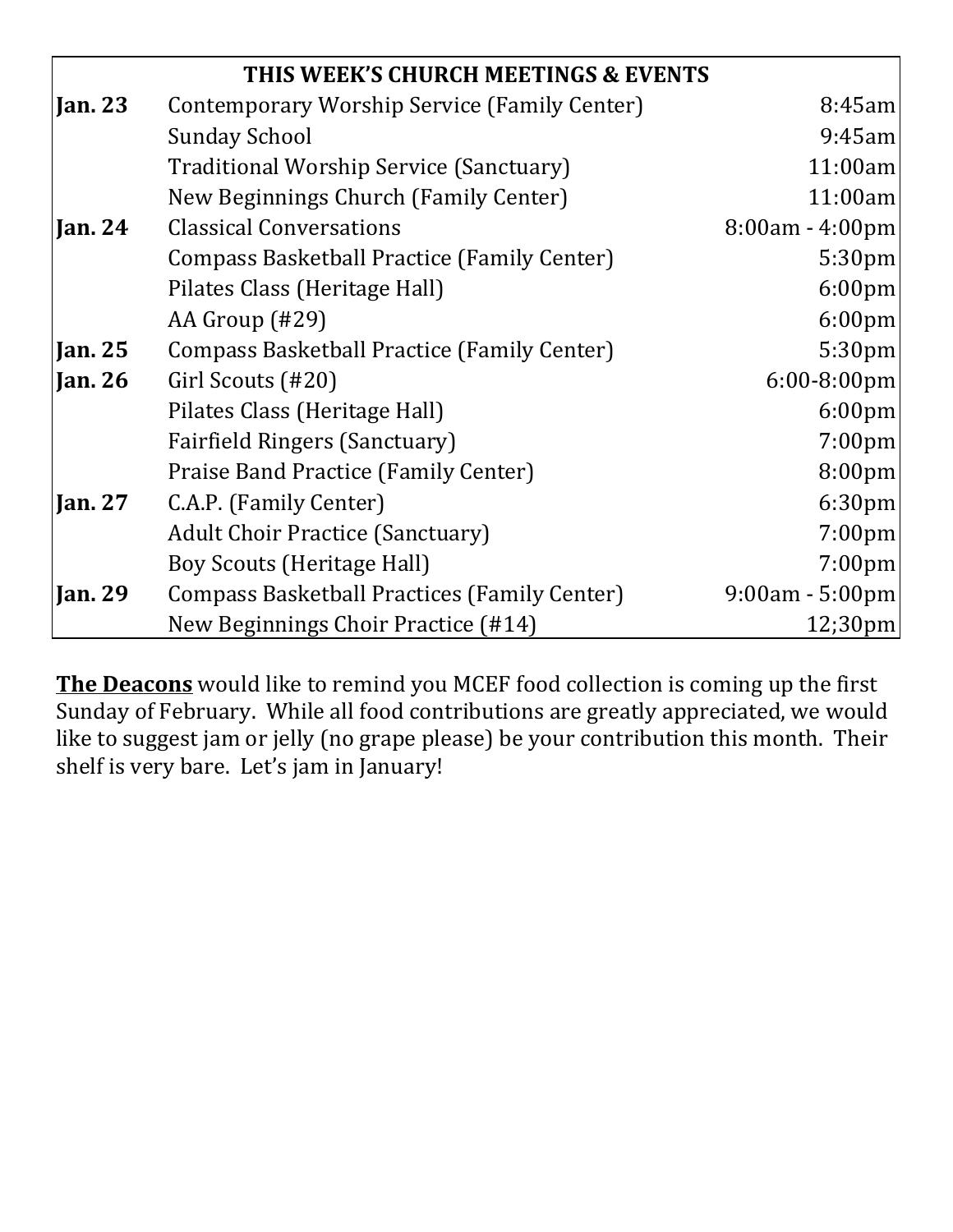| THIS WEEK'S CHURCH MEETINGS & EVENTS | | |
|---|---|---|
| **Jan. 23** | Contemporary Worship Service (Family Center) | 8:45am |
| | Sunday School | 9:45am |
| | Traditional Worship Service (Sanctuary) | 11:00am |
| | New Beginnings Church (Family Center) | 11:00am |
| **Jan. 24** | Classical Conversations | 8:00am - 4:00pm |
| | Compass Basketball Practice (Family Center) | 5:30pm |
| | Pilates Class (Heritage Hall) | 6:00pm |
| | AA Group (#29) | 6:00pm |
| **Jan. 25** | Compass Basketball Practice (Family Center) | 5:30pm |
| **Jan. 26** | Girl Scouts (#20) | 6:00-8:00pm |
| | Pilates Class (Heritage Hall) | 6:00pm |
| | Fairfield Ringers (Sanctuary) | 7:00pm |
| | Praise Band Practice (Family Center) | 8:00pm |
| **Jan. 27** | C.A.P. (Family Center) | 6:30pm |
| | Adult Choir Practice (Sanctuary) | 7:00pm |
| | Boy Scouts (Heritage Hall) | 7:00pm |
| **Jan. 29** | Compass Basketball Practices (Family Center) | 9:00am - 5:00pm |
| | New Beginnings Choir Practice (#14) | 12;30pm |

**The Deacons** would like to remind you MCEF food collection is coming up the first Sunday of February. While all food contributions are greatly appreciated, we would like to suggest jam or jelly (no grape please) be your contribution this month. Their shelf is very bare. Let's jam in January!